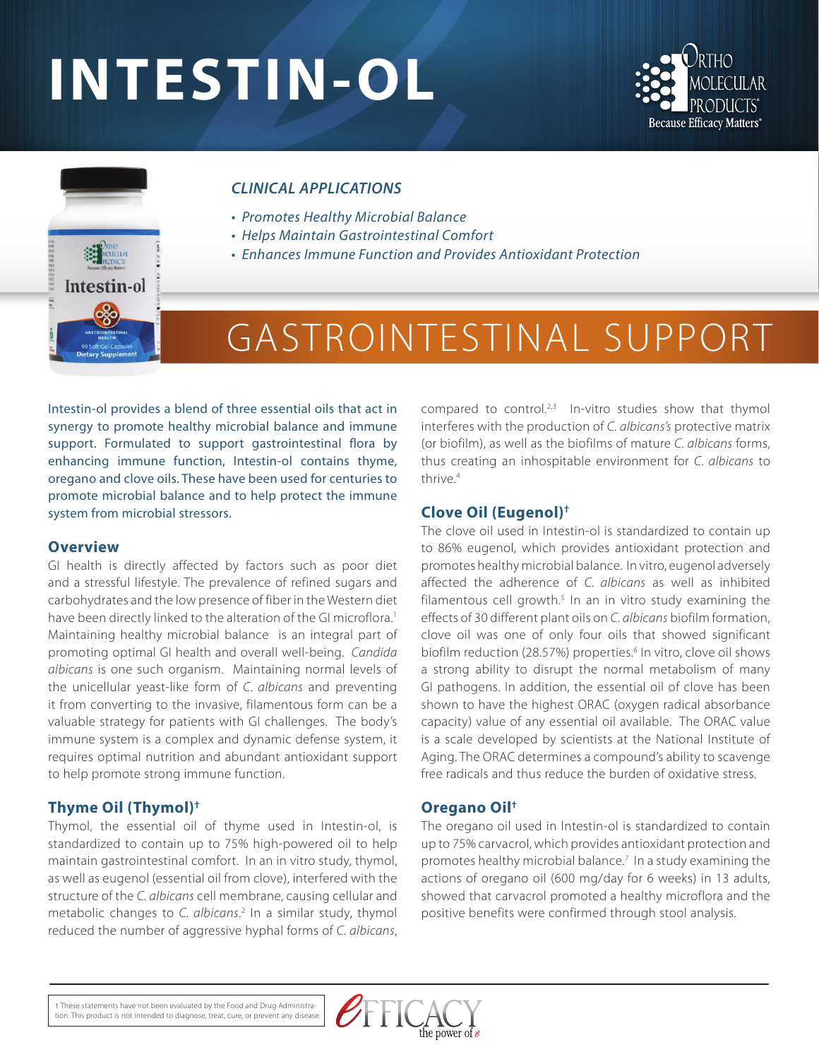# INTESTIN-OL

### *CLINICAL APPLICATIONS*

- *Promotes Healthy Microbial Balance*
- *Helps Maintain Gastrointestinal Comfort*
- *Enhances Immune Function and Provides Antioxidant Protection*

## GASTROINTESTINAL SUPPORT

Intestin-ol provides a blend of three essential oils that act in synergy to promote healthy microbial balance and immune support. Formulated to support gastrointestinal flora by enhancing immune function, Intestin-ol contains thyme, oregano and clove oils. These have been used for centuries to promote microbial balance and to help protect the immune system from microbial stressors.

### Overview

GI health is directly affected by factors such as poor diet and a stressful lifestyle. The prevalence of refined sugars and carbohydrates and the low presence of fiber in the Western diet have been directly linked to the alteration of the GI microflora.[1] Maintaining healthy microbial balance is an integral part of promoting optimal GI health and overall well-being. *Candida albicans* is one such organism. Maintaining normal levels of the unicellular yeast-like form of *C. albicans* and preventing it from converting to the invasive, filamentous form can be a valuable strategy for patients with GI challenges. The body's immune system is a complex and dynamic defense system, it requires optimal nutrition and abundant antioxidant support to help promote strong immune function.

### Thyme Oil (Thymol)†

Thymol, the essential oil of thyme used in Intestin-ol, is standardized to contain up to 75% high-powered oil to help maintain gastrointestinal comfort. In an in vitro study, thymol, as well as eugenol (essential oil from clove), interfered with the structure of the *C. albicans* cell membrane, causing cellular and metabolic changes to *C. albicans*.[2] In a similar study, thymol reduced the number of aggressive hyphal forms of *C. albicans*, compared to control.[2,3] In-vitro studies show that thymol interferes with the production of *C. albicans's* protective matrix (or biofilm), as well as the biofilms of mature *C. albicans* forms, thus creating an inhospitable environment for *C. albicans* to thrive.[4]

### Clove Oil (Eugenol)†

The clove oil used in Intestin-ol is standardized to contain up to 86% eugenol, which provides antioxidant protection and promotes healthy microbial balance. In vitro, eugenol adversely affected the adherence of *C. albicans* as well as inhibited filamentous cell growth.[5] In an in vitro study examining the effects of 30 different plant oils on *C. albicans* biofilm formation, clove oil was one of only four oils that showed significant biofilm reduction (28.57%) properties.[6] In vitro, clove oil shows a strong ability to disrupt the normal metabolism of many GI pathogens. In addition, the essential oil of clove has been shown to have the highest ORAC (oxygen radical absorbance capacity) value of any essential oil available. The ORAC value is a scale developed by scientists at the National Institute of Aging. The ORAC determines a compound's ability to scavenge free radicals and thus reduce the burden of oxidative stress.

### Oregano Oil†

The oregano oil used in Intestin-ol is standardized to contain up to 75% carvacrol, which provides antioxidant protection and promotes healthy microbial balance.[7] In a study examining the actions of oregano oil (600 mg/day for 6 weeks) in 13 adults, showed that carvacrol promoted a healthy microflora and the positive benefits were confirmed through stool analysis.

† These statements have not been evaluated by the Food and Drug Administration. This product is not intended to diagnose, treat, cure, or prevent any disease.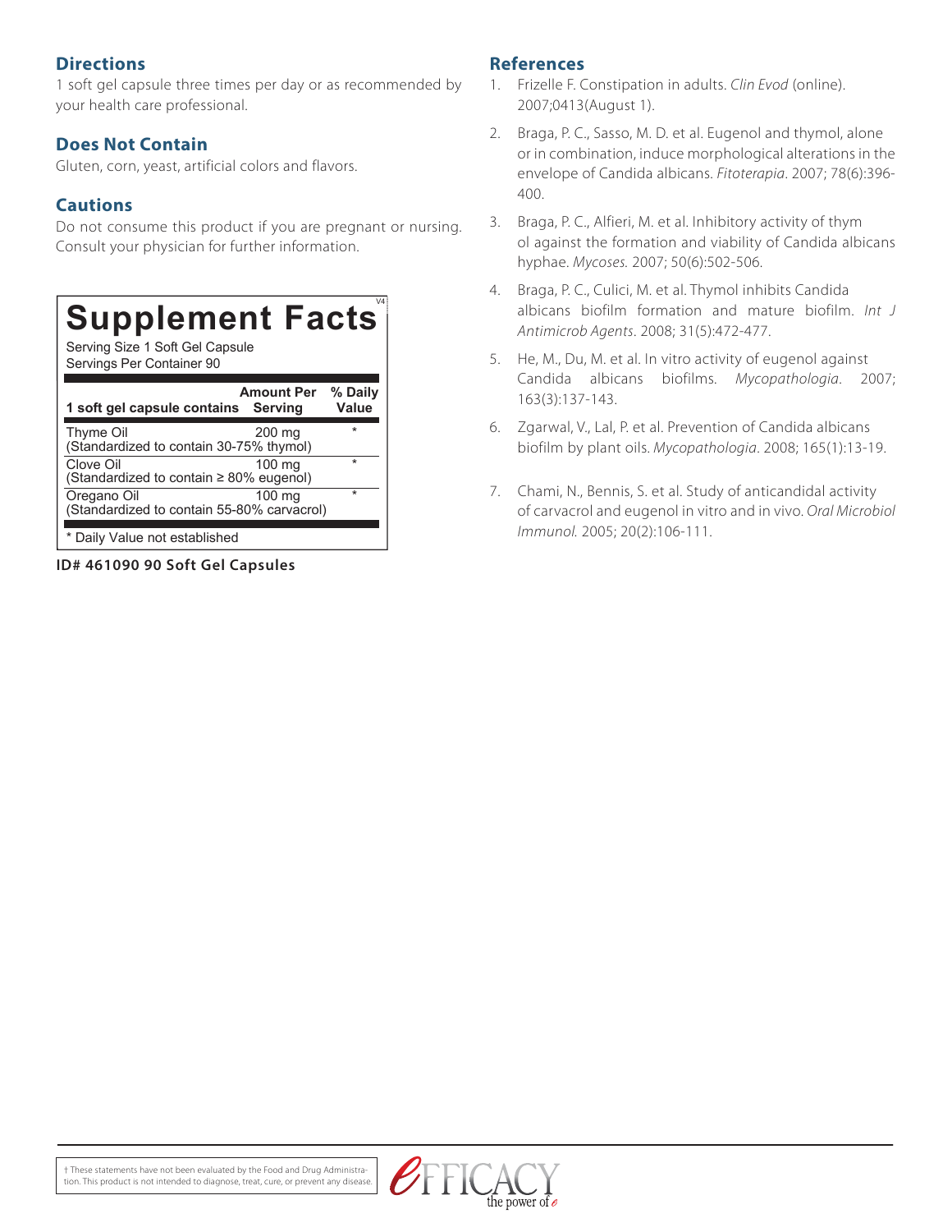## Directions

1 soft gel capsule three times per day or as recommended by your health care professional.

## Does Not Contain

Gluten, corn, yeast, artificial colors and flavors.

## Cautions

Do not consume this product if you are pregnant or nursing. Consult your physician for further information.

# Supplement Facts

Serving Size 1 Soft Gel Capsule
Servings Per Container 90

| 1 soft gel capsule contains | Amount Per Serving | % Daily Value |
|---|---|---|
| Thyme Oil (Standardized to contain 30-75% thymol) | 200 mg | * |
| Clove Oil (Standardized to contain ≥ 80% eugenol) | 100 mg | * |
| Oregano Oil (Standardized to contain 55-80% carvacrol) | 100 mg | * |

\* Daily Value not established

**ID# 461090 90 Soft Gel Capsules**

## References

1. Frizelle F. Constipation in adults. *Clin Evod* (online). 2007;0413(August 1).
2. Braga, P. C., Sasso, M. D. et al. Eugenol and thymol, alone or in combination, induce morphological alterations in the envelope of Candida albicans. *Fitoterapia*. 2007; 78(6):396-400.
3. Braga, P. C., Alfieri, M. et al. Inhibitory activity of thym ol against the formation and viability of Candida albicans hyphae. *Mycoses.* 2007; 50(6):502-506.
4. Braga, P. C., Culici, M. et al. Thymol inhibits Candida albicans biofilm formation and mature biofilm. *Int J Antimicrob Agents*. 2008; 31(5):472-477.
5. He, M., Du, M. et al. In vitro activity of eugenol against Candida albicans biofilms. *Mycopathologia*. 2007; 163(3):137-143.
6. Zgarwal, V., Lal, P. et al. Prevention of Candida albicans biofilm by plant oils. *Mycopathologia*. 2008; 165(1):13-19.
7. Chami, N., Bennis, S. et al. Study of anticandidal activity of carvacrol and eugenol in vitro and in vivo. *Oral Microbiol Immunol.* 2005; 20(2):106-111.

† These statements have not been evaluated by the Food and Drug Administration. This product is not intended to diagnose, treat, cure, or prevent any disease.

EFFICACY the power of e